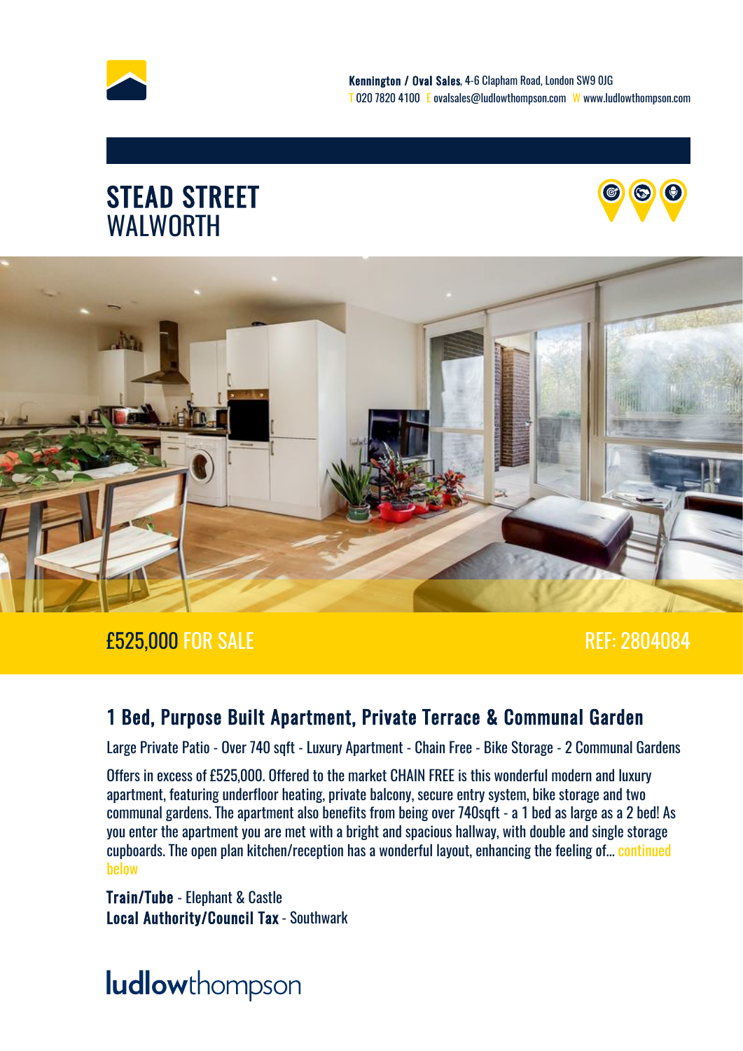**Kennington / Oval Sales**, 4-6 Clapham Road, London SW9 0JG
T 020 7820 4100 E ovalsales@ludlowthompson.com W www.ludlowthompson.com

# STEAD STREET
WALWORTH

£525,000 FOR SALE

REF: 2804084

## 1 Bed, Purpose Built Apartment, Private Terrace & Communal Garden

Large Private Patio - Over 740 sqft - Luxury Apartment - Chain Free - Bike Storage - 2 Communal Gardens

Offers in excess of £525,000. Offered to the market CHAIN FREE is this wonderful modern and luxury apartment, featuring underfloor heating, private balcony, secure entry system, bike storage and two communal gardens. The apartment also benefits from being over 740sqft - a 1 bed as large as a 2 bed! As you enter the apartment you are met with a bright and spacious hallway, with double and single storage cupboards. The open plan kitchen/reception has a wonderful layout, enhancing the feeling of... continued below

**Train/Tube** - Elephant & Castle
**Local Authority/Council Tax** - Southwark

ludlowthompson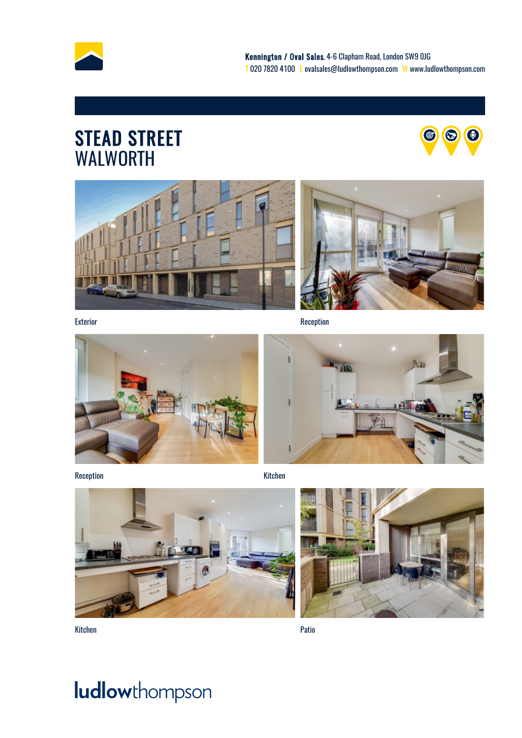**Kennington / Oval Sales**, 4-6 Clapham Road, London SW9 0JG
T 020 7820 4100 E ovalsales@ludlowthompson.com W www.ludlowthompson.com

# STEAD STREET
## WALWORTH

Exterior

Reception

Reception

Kitchen

Kitchen

Patio

ludlowthompson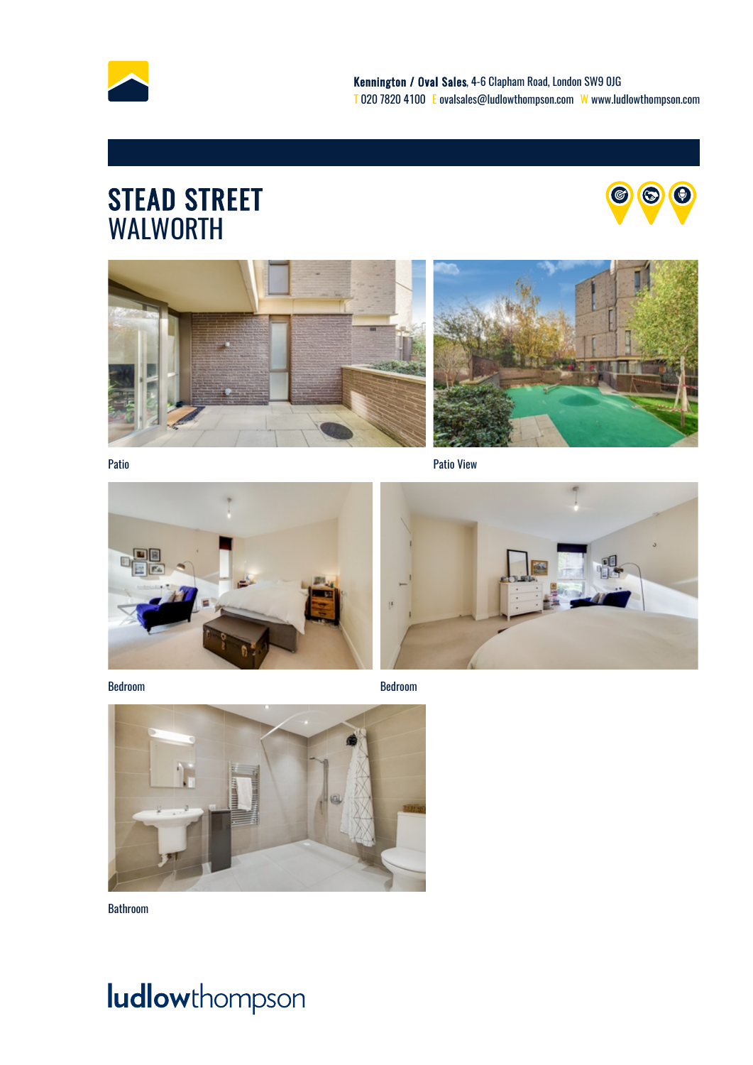**Kennington / Oval Sales**, 4-6 Clapham Road, London SW9 0JG
T 020 7820 4100 E ovalsales@ludlowthompson.com W www.ludlowthompson.com

# STEAD STREET
## WALWORTH

Patio

Patio View

Bedroom

Bedroom

Bathroom

ludlowthompson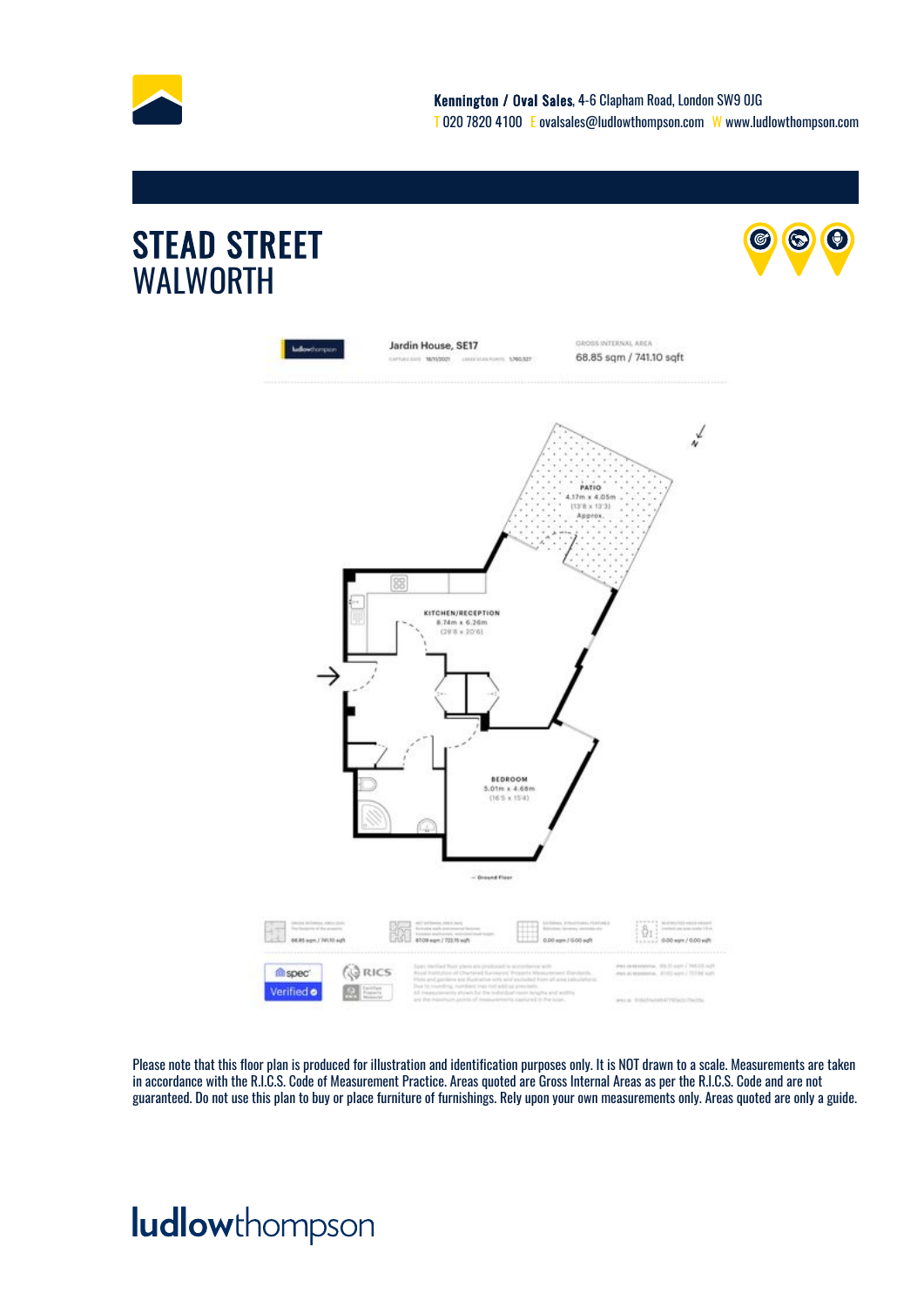**Kennington / Oval Sales**, 4-6 Clapham Road, London SW9 0JG
T 020 7820 4100 E ovalsales@ludlowthompson.com W www.ludlowthompson.com

# STEAD STREET
## WALWORTH

Jardin House, SE17

GROSS INTERNAL AREA
68.85 sqm / 741.10 sqft

PATIO
4.17m x 4.05m
(13'8 x 13'3)
Approx.

KITCHEN/RECEPTION
8.74m x 6.26m
(28'8 x 20'6)

BEDROOM
5.01m x 4.68m
(16'5 x 15'4)

Ground Floor

68.85 sqm / 741.10 sqft

67.09 sqm / 722.15 sqft

0.00 sqm / 0.00 sqft

0.00 sqm / 0.00 sqft

spec Verified

RICS

Please note that this floor plan is produced for illustration and identification purposes only. It is NOT drawn to a scale. Measurements are taken in accordance with the R.I.C.S. Code of Measurement Practice. Areas quoted are Gross Internal Areas as per the R.I.C.S. Code and are not guaranteed. Do not use this plan to buy or place furniture of furnishings. Rely upon your own measurements only. Areas quoted are only a guide.

ludlowthompson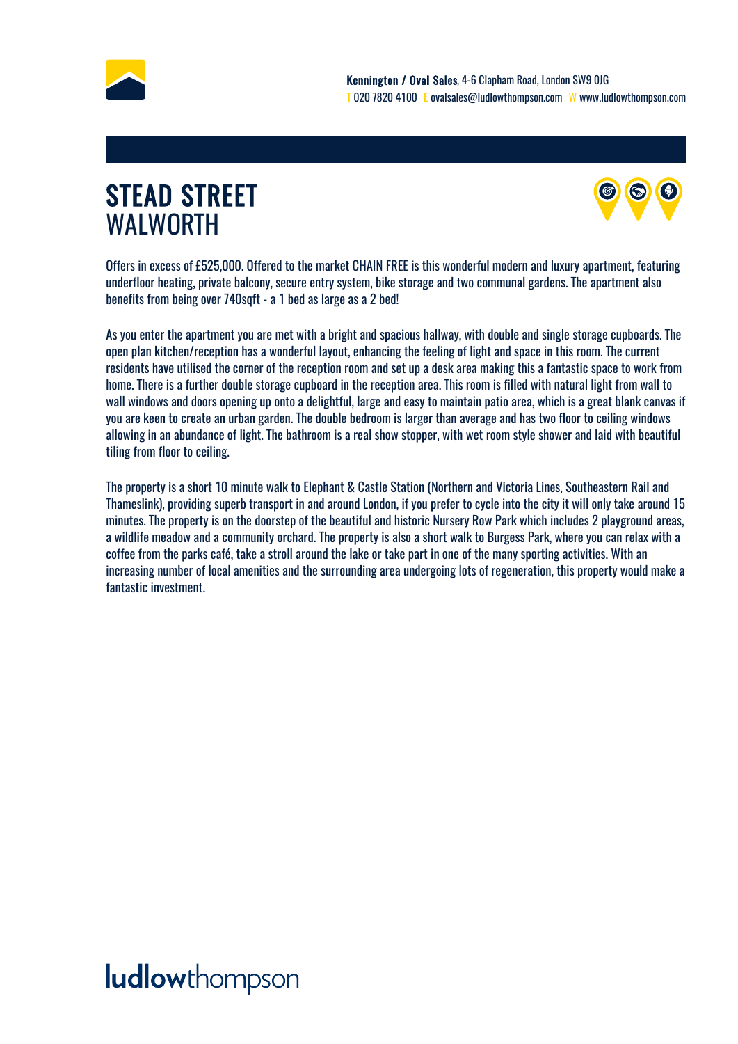**Kennington / Oval Sales**, 4-6 Clapham Road, London SW9 0JG
T 020 7820 4100 E ovalsales@ludlowthompson.com W www.ludlowthompson.com

# STEAD STREET
## WALWORTH

Offers in excess of £525,000. Offered to the market CHAIN FREE is this wonderful modern and luxury apartment, featuring underfloor heating, private balcony, secure entry system, bike storage and two communal gardens. The apartment also benefits from being over 740sqft - a 1 bed as large as a 2 bed!

As you enter the apartment you are met with a bright and spacious hallway, with double and single storage cupboards. The open plan kitchen/reception has a wonderful layout, enhancing the feeling of light and space in this room. The current residents have utilised the corner of the reception room and set up a desk area making this a fantastic space to work from home. There is a further double storage cupboard in the reception area. This room is filled with natural light from wall to wall windows and doors opening up onto a delightful, large and easy to maintain patio area, which is a great blank canvas if you are keen to create an urban garden. The double bedroom is larger than average and has two floor to ceiling windows allowing in an abundance of light. The bathroom is a real show stopper, with wet room style shower and laid with beautiful tiling from floor to ceiling.

The property is a short 10 minute walk to Elephant & Castle Station (Northern and Victoria Lines, Southeastern Rail and Thameslink), providing superb transport in and around London, if you prefer to cycle into the city it will only take around 15 minutes. The property is on the doorstep of the beautiful and historic Nursery Row Park which includes 2 playground areas, a wildlife meadow and a community orchard. The property is also a short walk to Burgess Park, where you can relax with a coffee from the parks café, take a stroll around the lake or take part in one of the many sporting activities. With an increasing number of local amenities and the surrounding area undergoing lots of regeneration, this property would make a fantastic investment.

ludlowthompson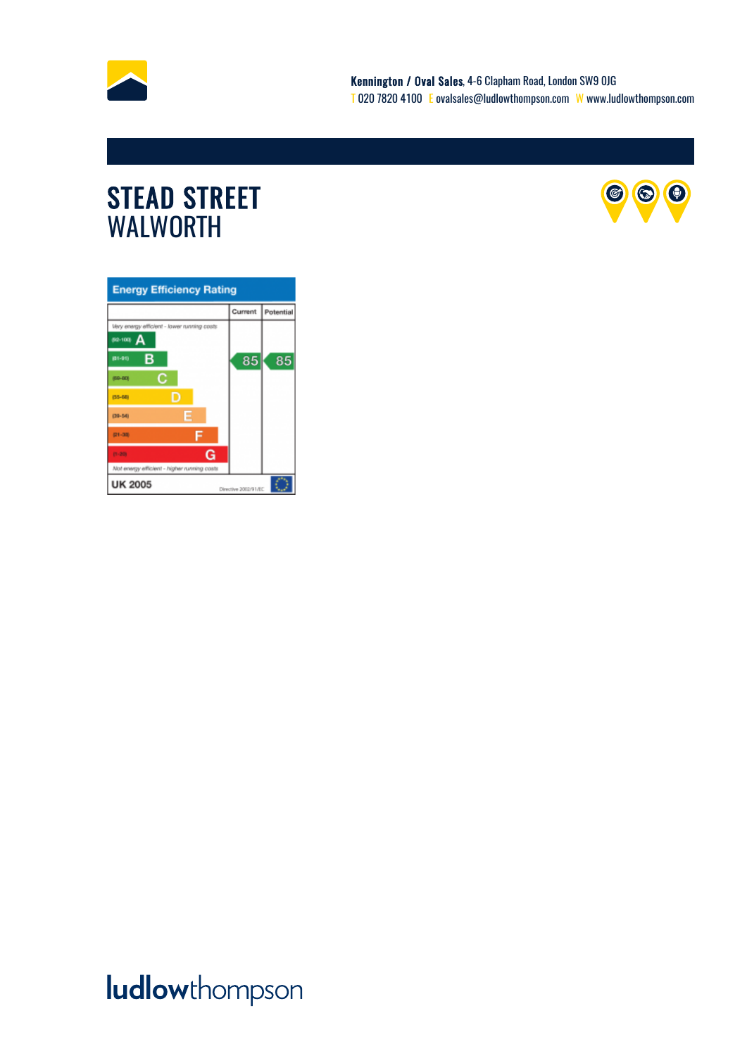**Kennington / Oval Sales**, 4-6 Clapham Road, London SW9 0JG
T 020 7820 4100 E ovalsales@ludlowthompson.com W www.ludlowthompson.com

# STEAD STREET
## WALWORTH

**Energy Efficiency Rating**

| | Current | Potential |
|---|---|---|
| *Very energy efficient - lower running costs* | | |
| (92-100) A | | |
| (81-91) B | 85 | 85 |
| (69-80) C | | |
| (55-68) D | | |
| (39-54) E | | |
| (21-38) F | | |
| (1-20) G | | |
| *Not energy efficient - higher running costs* | | |
| UK 2005 | Directive 2002/91/EC | |

ludlowthompson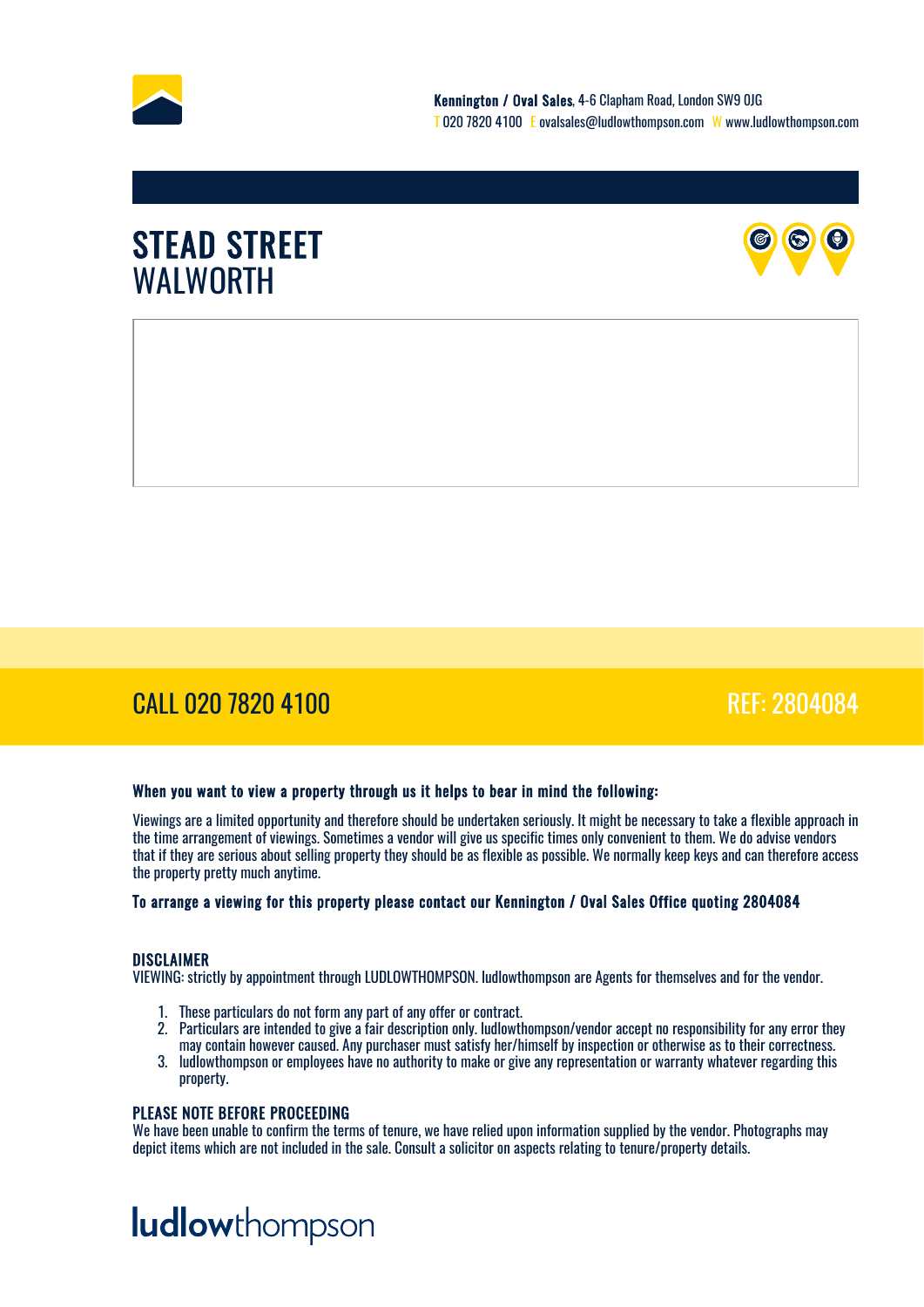**Kennington / Oval Sales**, 4-6 Clapham Road, London SW9 0JG
T 020 7820 4100 E ovalsales@ludlowthompson.com W www.ludlowthompson.com

# STEAD STREET
## WALWORTH

CALL 020 7820 4100

REF: 2804084

**When you want to view a property through us it helps to bear in mind the following:**

Viewings are a limited opportunity and therefore should be undertaken seriously. It might be necessary to take a flexible approach in the time arrangement of viewings. Sometimes a vendor will give us specific times only convenient to them. We do advise vendors that if they are serious about selling property they should be as flexible as possible. We normally keep keys and can therefore access the property pretty much anytime.

**To arrange a viewing for this property please contact our Kennington / Oval Sales Office quoting 2804084**

**DISCLAIMER**
VIEWING: strictly by appointment through LUDLOWTHOMPSON. ludlowthompson are Agents for themselves and for the vendor.

1. These particulars do not form any part of any offer or contract.
2. Particulars are intended to give a fair description only. ludlowthompson/vendor accept no responsibility for any error they may contain however caused. Any purchaser must satisfy her/himself by inspection or otherwise as to their correctness.
3. ludlowthompson or employees have no authority to make or give any representation or warranty whatever regarding this property.

**PLEASE NOTE BEFORE PROCEEDING**
We have been unable to confirm the terms of tenure, we have relied upon information supplied by the vendor. Photographs may depict items which are not included in the sale. Consult a solicitor on aspects relating to tenure/property details.

ludlowthompson